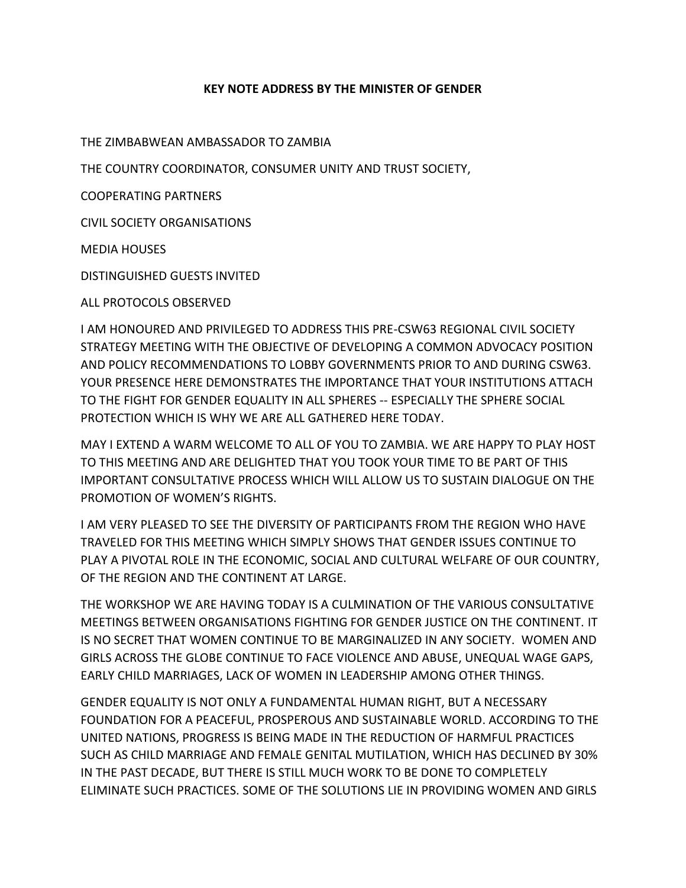**KEY NOTE ADDRESS BY THE MINISTER OF GENDER**

THE ZIMBABWEAN AMBASSADOR TO ZAMBIA

THE COUNTRY COORDINATOR, CONSUMER UNITY AND TRUST SOCIETY,

COOPERATING PARTNERS

CIVIL SOCIETY ORGANISATIONS

MEDIA HOUSES

DISTINGUISHED GUESTS INVITED

ALL PROTOCOLS OBSERVED

I AM HONOURED AND PRIVILEGED TO ADDRESS THIS PRE-CSW63 REGIONAL CIVIL SOCIETY STRATEGY MEETING WITH THE OBJECTIVE OF DEVELOPING A COMMON ADVOCACY POSITION AND POLICY RECOMMENDATIONS TO LOBBY GOVERNMENTS PRIOR TO AND DURING CSW63. YOUR PRESENCE HERE DEMONSTRATES THE IMPORTANCE THAT YOUR INSTITUTIONS ATTACH TO THE FIGHT FOR GENDER EQUALITY IN ALL SPHERES -- ESPECIALLY THE SPHERE SOCIAL PROTECTION WHICH IS WHY WE ARE ALL GATHERED HERE TODAY.

MAY I EXTEND A WARM WELCOME TO ALL OF YOU TO ZAMBIA. WE ARE HAPPY TO PLAY HOST TO THIS MEETING AND ARE DELIGHTED THAT YOU TOOK YOUR TIME TO BE PART OF THIS IMPORTANT CONSULTATIVE PROCESS WHICH WILL ALLOW US TO SUSTAIN DIALOGUE ON THE PROMOTION OF WOMEN'S RIGHTS.

I AM VERY PLEASED TO SEE THE DIVERSITY OF PARTICIPANTS FROM THE REGION WHO HAVE TRAVELED FOR THIS MEETING WHICH SIMPLY SHOWS THAT GENDER ISSUES CONTINUE TO PLAY A PIVOTAL ROLE IN THE ECONOMIC, SOCIAL AND CULTURAL WELFARE OF OUR COUNTRY, OF THE REGION AND THE CONTINENT AT LARGE.

THE WORKSHOP WE ARE HAVING TODAY IS A CULMINATION OF THE VARIOUS CONSULTATIVE MEETINGS BETWEEN ORGANISATIONS FIGHTING FOR GENDER JUSTICE ON THE CONTINENT. IT IS NO SECRET THAT WOMEN CONTINUE TO BE MARGINALIZED IN ANY SOCIETY. WOMEN AND GIRLS ACROSS THE GLOBE CONTINUE TO FACE VIOLENCE AND ABUSE, UNEQUAL WAGE GAPS, EARLY CHILD MARRIAGES, LACK OF WOMEN IN LEADERSHIP AMONG OTHER THINGS.

GENDER EQUALITY IS NOT ONLY A FUNDAMENTAL HUMAN RIGHT, BUT A NECESSARY FOUNDATION FOR A PEACEFUL, PROSPEROUS AND SUSTAINABLE WORLD. ACCORDING TO THE UNITED NATIONS, PROGRESS IS BEING MADE IN THE REDUCTION OF HARMFUL PRACTICES SUCH AS CHILD MARRIAGE AND FEMALE GENITAL MUTILATION, WHICH HAS DECLINED BY 30% IN THE PAST DECADE, BUT THERE IS STILL MUCH WORK TO BE DONE TO COMPLETELY ELIMINATE SUCH PRACTICES. SOME OF THE SOLUTIONS LIE IN PROVIDING WOMEN AND GIRLS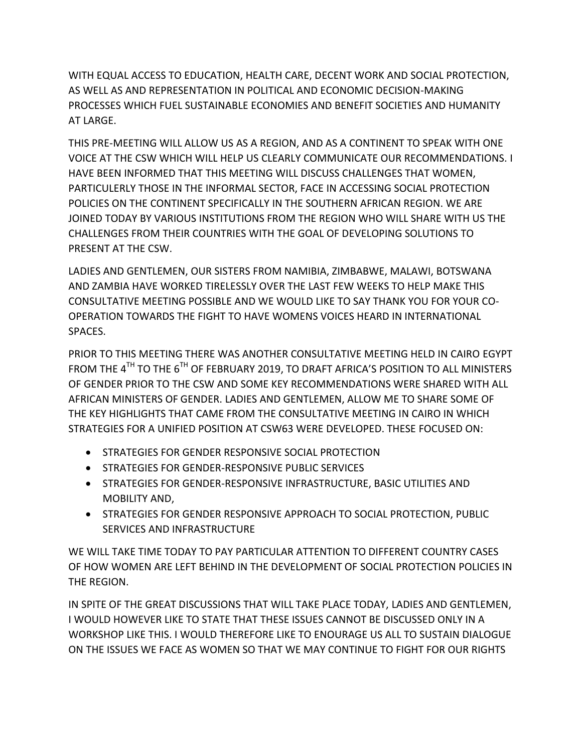WITH EQUAL ACCESS TO EDUCATION, HEALTH CARE, DECENT WORK AND SOCIAL PROTECTION, AS WELL AS AND REPRESENTATION IN POLITICAL AND ECONOMIC DECISION-MAKING PROCESSES WHICH FUEL SUSTAINABLE ECONOMIES AND BENEFIT SOCIETIES AND HUMANITY AT LARGE.

THIS PRE-MEETING WILL ALLOW US AS A REGION, AND AS A CONTINENT TO SPEAK WITH ONE VOICE AT THE CSW WHICH WILL HELP US CLEARLY COMMUNICATE OUR RECOMMENDATIONS. I HAVE BEEN INFORMED THAT THIS MEETING WILL DISCUSS CHALLENGES THAT WOMEN, PARTICULERLY THOSE IN THE INFORMAL SECTOR, FACE IN ACCESSING SOCIAL PROTECTION POLICIES ON THE CONTINENT SPECIFICALLY IN THE SOUTHERN AFRICAN REGION. WE ARE JOINED TODAY BY VARIOUS INSTITUTIONS FROM THE REGION WHO WILL SHARE WITH US THE CHALLENGES FROM THEIR COUNTRIES WITH THE GOAL OF DEVELOPING SOLUTIONS TO PRESENT AT THE CSW.

LADIES AND GENTLEMEN, OUR SISTERS FROM NAMIBIA, ZIMBABWE, MALAWI, BOTSWANA AND ZAMBIA HAVE WORKED TIRELESSLY OVER THE LAST FEW WEEKS TO HELP MAKE THIS CONSULTATIVE MEETING POSSIBLE AND WE WOULD LIKE TO SAY THANK YOU FOR YOUR CO-OPERATION TOWARDS THE FIGHT TO HAVE WOMENS VOICES HEARD IN INTERNATIONAL SPACES.

PRIOR TO THIS MEETING THERE WAS ANOTHER CONSULTATIVE MEETING HELD IN CAIRO EGYPT FROM THE 4$^{TH}$ TO THE 6$^{TH}$ OF FEBRUARY 2019, TO DRAFT AFRICA'S POSITION TO ALL MINISTERS OF GENDER PRIOR TO THE CSW AND SOME KEY RECOMMENDATIONS WERE SHARED WITH ALL AFRICAN MINISTERS OF GENDER. LADIES AND GENTLEMEN, ALLOW ME TO SHARE SOME OF THE KEY HIGHLIGHTS THAT CAME FROM THE CONSULTATIVE MEETING IN CAIRO IN WHICH STRATEGIES FOR A UNIFIED POSITION AT CSW63 WERE DEVELOPED. THESE FOCUSED ON:

- STRATEGIES FOR GENDER RESPONSIVE SOCIAL PROTECTION
- STRATEGIES FOR GENDER-RESPONSIVE PUBLIC SERVICES
- STRATEGIES FOR GENDER-RESPONSIVE INFRASTRUCTURE, BASIC UTILITIES AND MOBILITY AND,
- STRATEGIES FOR GENDER RESPONSIVE APPROACH TO SOCIAL PROTECTION, PUBLIC SERVICES AND INFRASTRUCTURE

WE WILL TAKE TIME TODAY TO PAY PARTICULAR ATTENTION TO DIFFERENT COUNTRY CASES OF HOW WOMEN ARE LEFT BEHIND IN THE DEVELOPMENT OF SOCIAL PROTECTION POLICIES IN THE REGION.

IN SPITE OF THE GREAT DISCUSSIONS THAT WILL TAKE PLACE TODAY, LADIES AND GENTLEMEN, I WOULD HOWEVER LIKE TO STATE THAT THESE ISSUES CANNOT BE DISCUSSED ONLY IN A WORKSHOP LIKE THIS. I WOULD THEREFORE LIKE TO ENOURAGE US ALL TO SUSTAIN DIALOGUE ON THE ISSUES WE FACE AS WOMEN SO THAT WE MAY CONTINUE TO FIGHT FOR OUR RIGHTS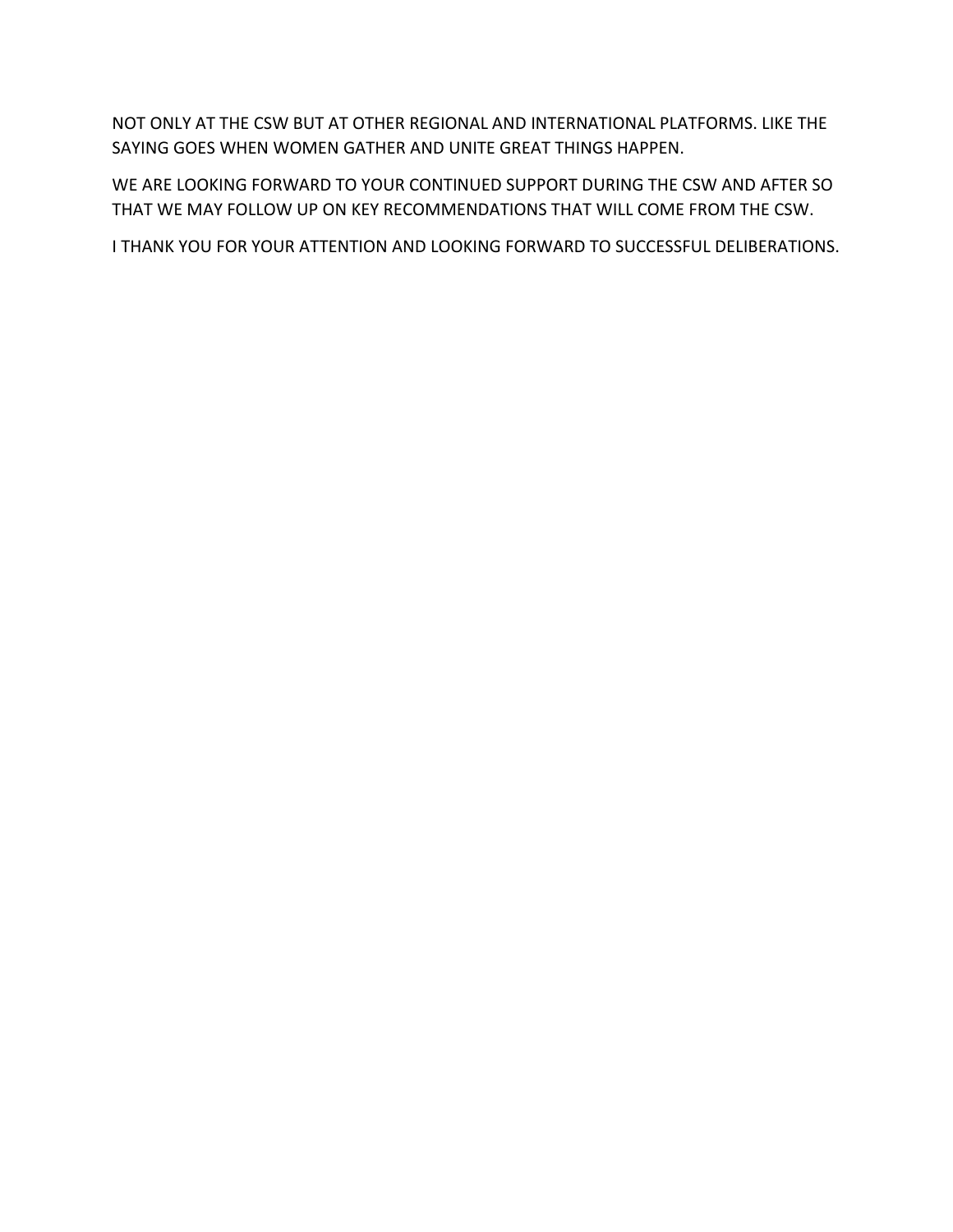NOT ONLY AT THE CSW BUT AT OTHER REGIONAL AND INTERNATIONAL PLATFORMS. LIKE THE SAYING GOES WHEN WOMEN GATHER AND UNITE GREAT THINGS HAPPEN.

WE ARE LOOKING FORWARD TO YOUR CONTINUED SUPPORT DURING THE CSW AND AFTER SO THAT WE MAY FOLLOW UP ON KEY RECOMMENDATIONS THAT WILL COME FROM THE CSW.

I THANK YOU FOR YOUR ATTENTION AND LOOKING FORWARD TO SUCCESSFUL DELIBERATIONS.